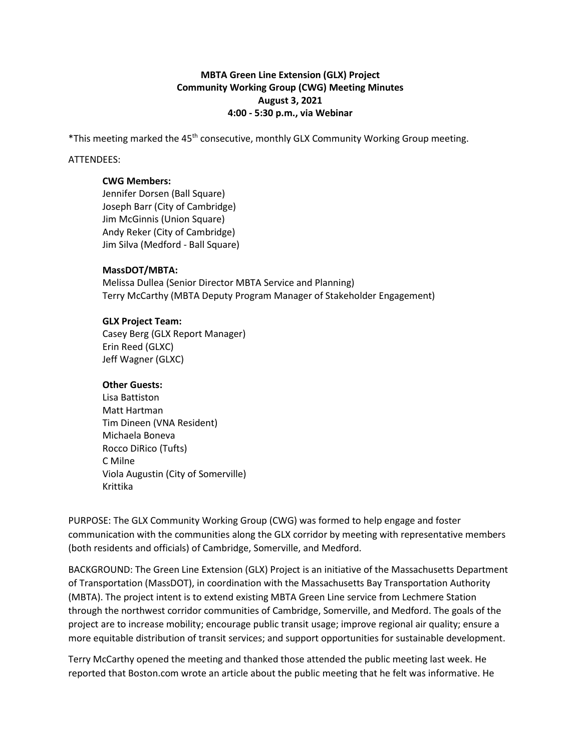**MBTA Green Line Extension (GLX) Project**
**Community Working Group (CWG) Meeting Minutes**
**August 3, 2021**
**4:00 - 5:30 p.m., via Webinar**

*This meeting marked the 45th consecutive, monthly GLX Community Working Group meeting.

ATTENDEES:

**CWG Members:**
Jennifer Dorsen (Ball Square)
Joseph Barr (City of Cambridge)
Jim McGinnis (Union Square)
Andy Reker (City of Cambridge)
Jim Silva (Medford - Ball Square)

**MassDOT/MBTA:**
Melissa Dullea (Senior Director MBTA Service and Planning)
Terry McCarthy (MBTA Deputy Program Manager of Stakeholder Engagement)

**GLX Project Team:**
Casey Berg (GLX Report Manager)
Erin Reed (GLXC)
Jeff Wagner (GLXC)

**Other Guests:**
Lisa Battiston
Matt Hartman
Tim Dineen (VNA Resident)
Michaela Boneva
Rocco DiRico (Tufts)
C Milne
Viola Augustin (City of Somerville)
Krittika

PURPOSE: The GLX Community Working Group (CWG) was formed to help engage and foster communication with the communities along the GLX corridor by meeting with representative members (both residents and officials) of Cambridge, Somerville, and Medford.

BACKGROUND: The Green Line Extension (GLX) Project is an initiative of the Massachusetts Department of Transportation (MassDOT), in coordination with the Massachusetts Bay Transportation Authority (MBTA). The project intent is to extend existing MBTA Green Line service from Lechmere Station through the northwest corridor communities of Cambridge, Somerville, and Medford. The goals of the project are to increase mobility; encourage public transit usage; improve regional air quality; ensure a more equitable distribution of transit services; and support opportunities for sustainable development.

Terry McCarthy opened the meeting and thanked those attended the public meeting last week. He reported that Boston.com wrote an article about the public meeting that he felt was informative. He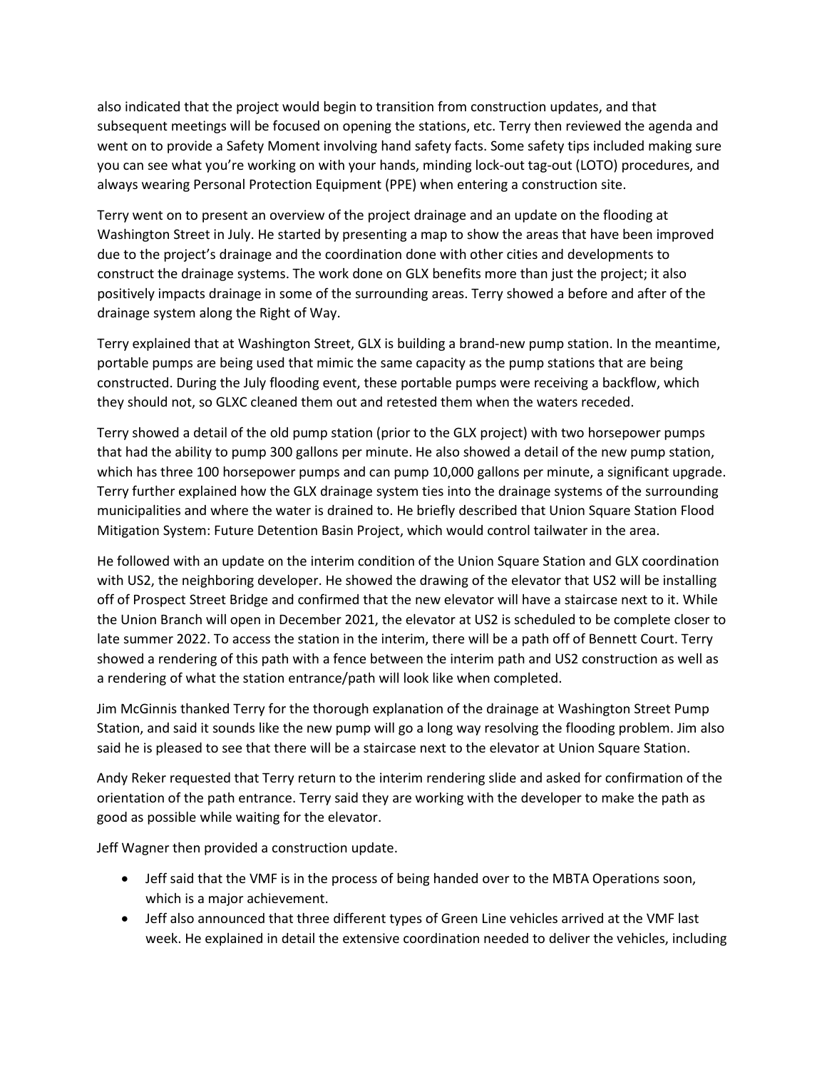also indicated that the project would begin to transition from construction updates, and that subsequent meetings will be focused on opening the stations, etc. Terry then reviewed the agenda and went on to provide a Safety Moment involving hand safety facts. Some safety tips included making sure you can see what you're working on with your hands, minding lock-out tag-out (LOTO) procedures, and always wearing Personal Protection Equipment (PPE) when entering a construction site.

Terry went on to present an overview of the project drainage and an update on the flooding at Washington Street in July. He started by presenting a map to show the areas that have been improved due to the project's drainage and the coordination done with other cities and developments to construct the drainage systems. The work done on GLX benefits more than just the project; it also positively impacts drainage in some of the surrounding areas. Terry showed a before and after of the drainage system along the Right of Way.

Terry explained that at Washington Street, GLX is building a brand-new pump station. In the meantime, portable pumps are being used that mimic the same capacity as the pump stations that are being constructed. During the July flooding event, these portable pumps were receiving a backflow, which they should not, so GLXC cleaned them out and retested them when the waters receded.

Terry showed a detail of the old pump station (prior to the GLX project) with two horsepower pumps that had the ability to pump 300 gallons per minute. He also showed a detail of the new pump station, which has three 100 horsepower pumps and can pump 10,000 gallons per minute, a significant upgrade. Terry further explained how the GLX drainage system ties into the drainage systems of the surrounding municipalities and where the water is drained to. He briefly described that Union Square Station Flood Mitigation System: Future Detention Basin Project, which would control tailwater in the area.

He followed with an update on the interim condition of the Union Square Station and GLX coordination with US2, the neighboring developer. He showed the drawing of the elevator that US2 will be installing off of Prospect Street Bridge and confirmed that the new elevator will have a staircase next to it. While the Union Branch will open in December 2021, the elevator at US2 is scheduled to be complete closer to late summer 2022. To access the station in the interim, there will be a path off of Bennett Court. Terry showed a rendering of this path with a fence between the interim path and US2 construction as well as a rendering of what the station entrance/path will look like when completed.

Jim McGinnis thanked Terry for the thorough explanation of the drainage at Washington Street Pump Station, and said it sounds like the new pump will go a long way resolving the flooding problem. Jim also said he is pleased to see that there will be a staircase next to the elevator at Union Square Station.

Andy Reker requested that Terry return to the interim rendering slide and asked for confirmation of the orientation of the path entrance. Terry said they are working with the developer to make the path as good as possible while waiting for the elevator.

Jeff Wagner then provided a construction update.

- Jeff said that the VMF is in the process of being handed over to the MBTA Operations soon, which is a major achievement.
- Jeff also announced that three different types of Green Line vehicles arrived at the VMF last week. He explained in detail the extensive coordination needed to deliver the vehicles, including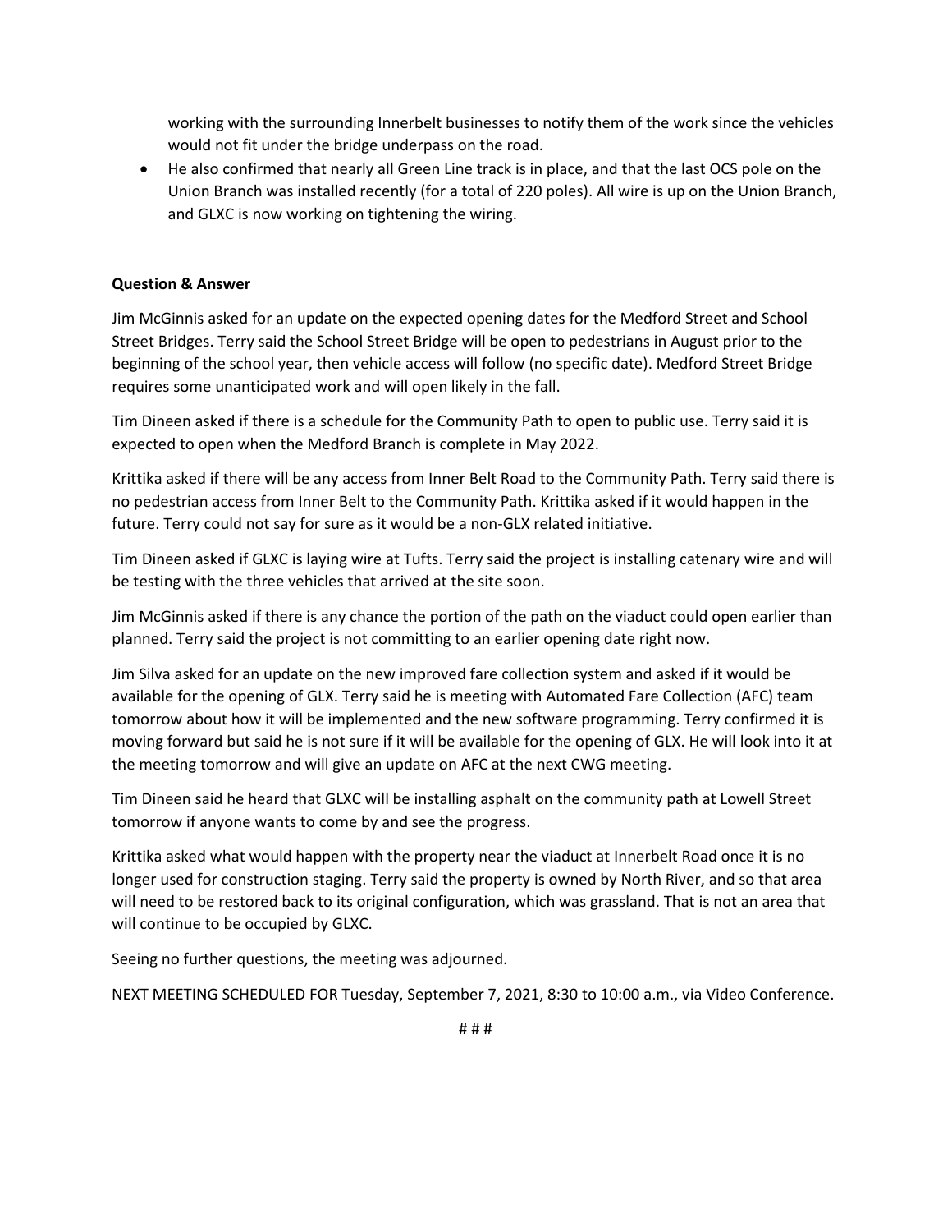working with the surrounding Innerbelt businesses to notify them of the work since the vehicles would not fit under the bridge underpass on the road.

- He also confirmed that nearly all Green Line track is in place, and that the last OCS pole on the Union Branch was installed recently (for a total of 220 poles). All wire is up on the Union Branch, and GLXC is now working on tightening the wiring.

**Question & Answer**

Jim McGinnis asked for an update on the expected opening dates for the Medford Street and School Street Bridges. Terry said the School Street Bridge will be open to pedestrians in August prior to the beginning of the school year, then vehicle access will follow (no specific date). Medford Street Bridge requires some unanticipated work and will open likely in the fall.

Tim Dineen asked if there is a schedule for the Community Path to open to public use. Terry said it is expected to open when the Medford Branch is complete in May 2022.

Krittika asked if there will be any access from Inner Belt Road to the Community Path. Terry said there is no pedestrian access from Inner Belt to the Community Path. Krittika asked if it would happen in the future. Terry could not say for sure as it would be a non-GLX related initiative.

Tim Dineen asked if GLXC is laying wire at Tufts. Terry said the project is installing catenary wire and will be testing with the three vehicles that arrived at the site soon.

Jim McGinnis asked if there is any chance the portion of the path on the viaduct could open earlier than planned. Terry said the project is not committing to an earlier opening date right now.

Jim Silva asked for an update on the new improved fare collection system and asked if it would be available for the opening of GLX. Terry said he is meeting with Automated Fare Collection (AFC) team tomorrow about how it will be implemented and the new software programming. Terry confirmed it is moving forward but said he is not sure if it will be available for the opening of GLX. He will look into it at the meeting tomorrow and will give an update on AFC at the next CWG meeting.

Tim Dineen said he heard that GLXC will be installing asphalt on the community path at Lowell Street tomorrow if anyone wants to come by and see the progress.

Krittika asked what would happen with the property near the viaduct at Innerbelt Road once it is no longer used for construction staging. Terry said the property is owned by North River, and so that area will need to be restored back to its original configuration, which was grassland. That is not an area that will continue to be occupied by GLXC.

Seeing no further questions, the meeting was adjourned.

NEXT MEETING SCHEDULED FOR Tuesday, September 7, 2021, 8:30 to 10:00 a.m., via Video Conference.

# # #